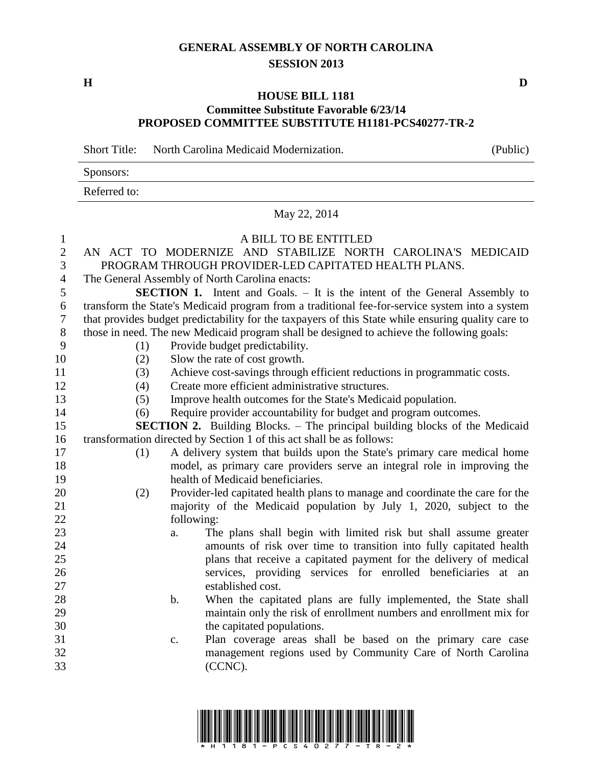# GENERAL ASSEMBLY OF NORTH CAROLINA
## SESSION 2013

**H** **D**

## HOUSE BILL 1181
### Committee Substitute Favorable 6/23/14
### PROPOSED COMMITTEE SUBSTITUTE H1181-PCS40277-TR-2

Short Title: North Carolina Medicaid Modernization. (Public)

Sponsors:

Referred to:

May 22, 2014

A BILL TO BE ENTITLED

AN ACT TO MODERNIZE AND STABILIZE NORTH CAROLINA'S MEDICAID PROGRAM THROUGH PROVIDER-LED CAPITATED HEALTH PLANS.

The General Assembly of North Carolina enacts:

**SECTION 1.** Intent and Goals. – It is the intent of the General Assembly to transform the State's Medicaid program from a traditional fee-for-service system into a system that provides budget predictability for the taxpayers of this State while ensuring quality care to those in need. The new Medicaid program shall be designed to achieve the following goals:

(1) Provide budget predictability.
(2) Slow the rate of cost growth.
(3) Achieve cost-savings through efficient reductions in programmatic costs.
(4) Create more efficient administrative structures.
(5) Improve health outcomes for the State's Medicaid population.
(6) Require provider accountability for budget and program outcomes.

**SECTION 2.** Building Blocks. – The principal building blocks of the Medicaid transformation directed by Section 1 of this act shall be as follows:

(1) A delivery system that builds upon the State's primary care medical home model, as primary care providers serve an integral role in improving the health of Medicaid beneficiaries.
(2) Provider-led capitated health plans to manage and coordinate the care for the majority of the Medicaid population by July 1, 2020, subject to the following:
   a. The plans shall begin with limited risk but shall assume greater amounts of risk over time to transition into fully capitated health plans that receive a capitated payment for the delivery of medical services, providing services for enrolled beneficiaries at an established cost.
   b. When the capitated plans are fully implemented, the State shall maintain only the risk of enrollment numbers and enrollment mix for the capitated populations.
   c. Plan coverage areas shall be based on the primary care case management regions used by Community Care of North Carolina (CCNC).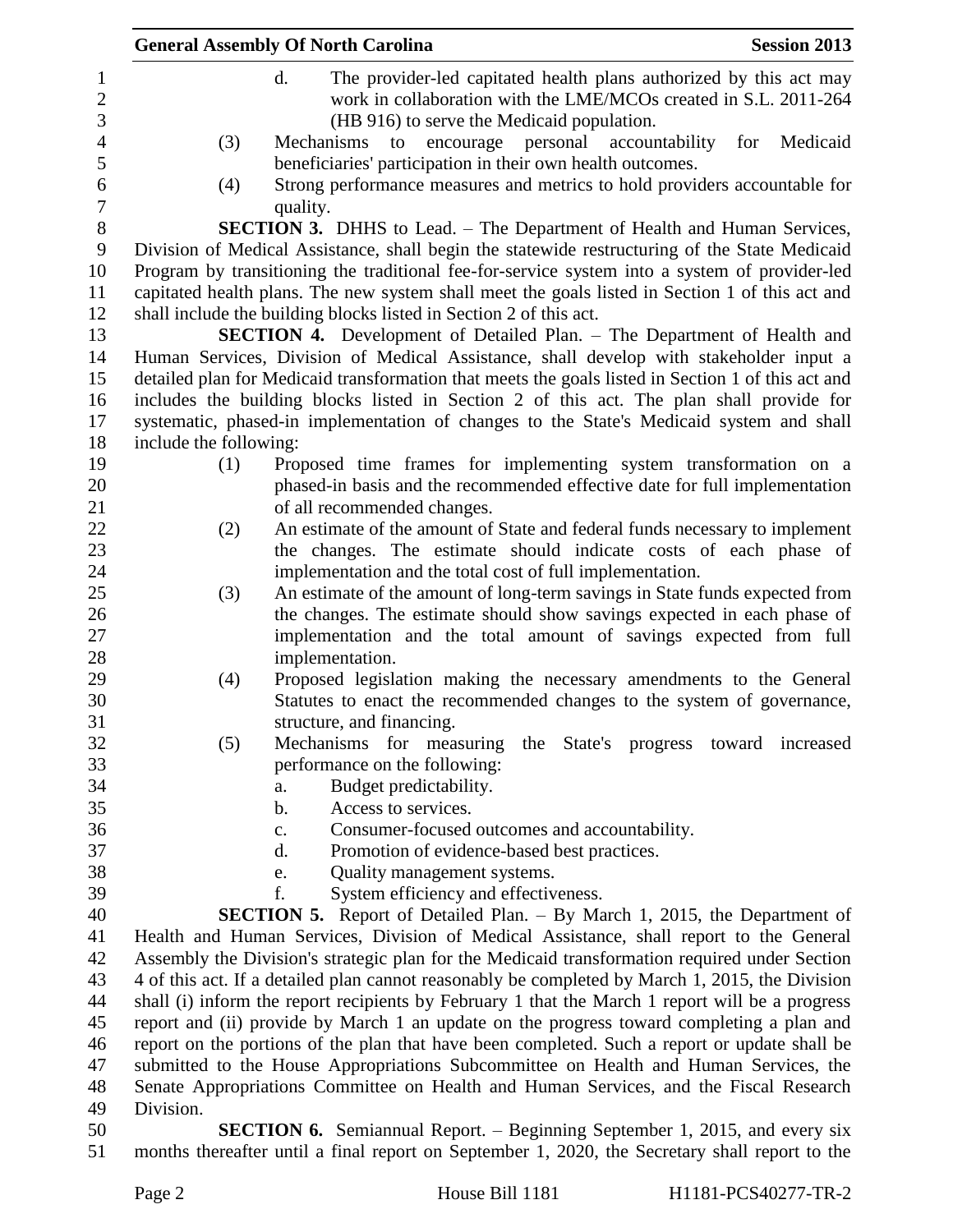d. The provider-led capitated health plans authorized by this act may work in collaboration with the LME/MCOs created in S.L. 2011-264 (HB 916) to serve the Medicaid population.

(3) Mechanisms to encourage personal accountability for Medicaid beneficiaries' participation in their own health outcomes.

(4) Strong performance measures and metrics to hold providers accountable for quality.

**SECTION 3.** DHHS to Lead. – The Department of Health and Human Services, Division of Medical Assistance, shall begin the statewide restructuring of the State Medicaid Program by transitioning the traditional fee-for-service system into a system of provider-led capitated health plans. The new system shall meet the goals listed in Section 1 of this act and shall include the building blocks listed in Section 2 of this act.

**SECTION 4.** Development of Detailed Plan. – The Department of Health and Human Services, Division of Medical Assistance, shall develop with stakeholder input a detailed plan for Medicaid transformation that meets the goals listed in Section 1 of this act and includes the building blocks listed in Section 2 of this act. The plan shall provide for systematic, phased-in implementation of changes to the State's Medicaid system and shall include the following:

(1) Proposed time frames for implementing system transformation on a phased-in basis and the recommended effective date for full implementation of all recommended changes.

(2) An estimate of the amount of State and federal funds necessary to implement the changes. The estimate should indicate costs of each phase of implementation and the total cost of full implementation.

(3) An estimate of the amount of long-term savings in State funds expected from the changes. The estimate should show savings expected in each phase of implementation and the total amount of savings expected from full implementation.

(4) Proposed legislation making the necessary amendments to the General Statutes to enact the recommended changes to the system of governance, structure, and financing.

(5) Mechanisms for measuring the State's progress toward increased performance on the following:

a. Budget predictability.
b. Access to services.
c. Consumer-focused outcomes and accountability.
d. Promotion of evidence-based best practices.
e. Quality management systems.
f. System efficiency and effectiveness.

**SECTION 5.** Report of Detailed Plan. – By March 1, 2015, the Department of Health and Human Services, Division of Medical Assistance, shall report to the General Assembly the Division's strategic plan for the Medicaid transformation required under Section 4 of this act. If a detailed plan cannot reasonably be completed by March 1, 2015, the Division shall (i) inform the report recipients by February 1 that the March 1 report will be a progress report and (ii) provide by March 1 an update on the progress toward completing a plan and report on the portions of the plan that have been completed. Such a report or update shall be submitted to the House Appropriations Subcommittee on Health and Human Services, the Senate Appropriations Committee on Health and Human Services, and the Fiscal Research Division.

**SECTION 6.** Semiannual Report. – Beginning September 1, 2015, and every six months thereafter until a final report on September 1, 2020, the Secretary shall report to the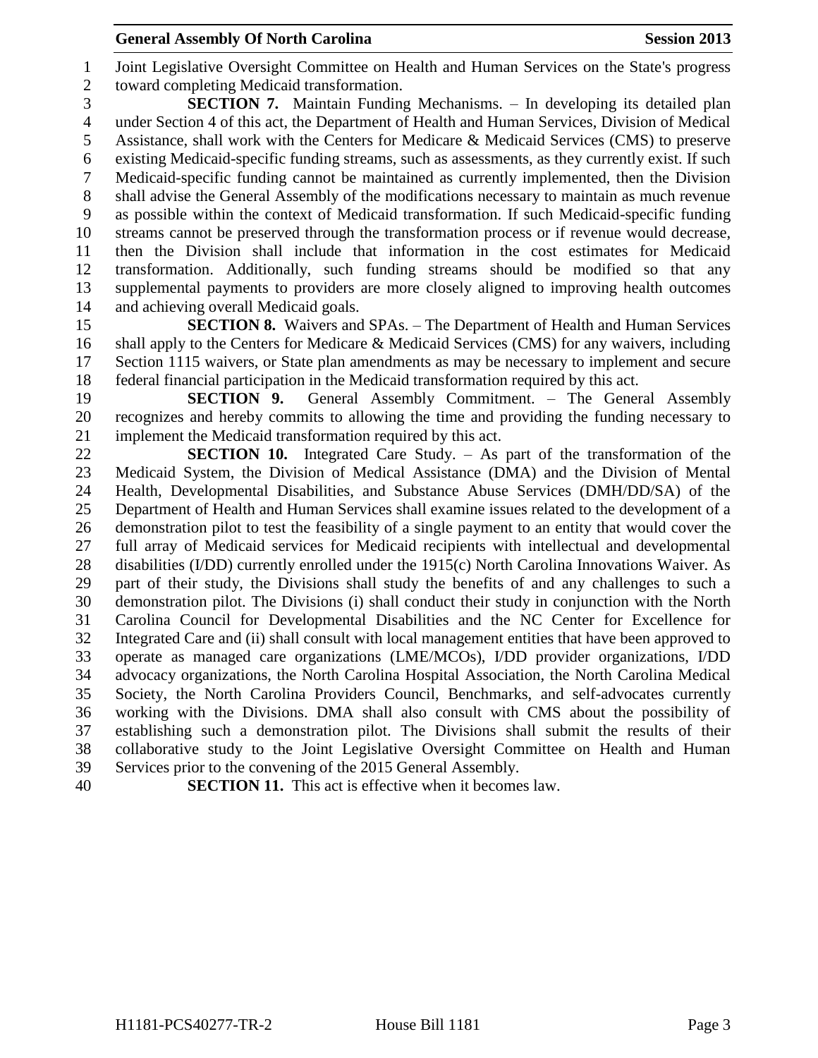Joint Legislative Oversight Committee on Health and Human Services on the State's progress toward completing Medicaid transformation.

**SECTION 7.** Maintain Funding Mechanisms. – In developing its detailed plan under Section 4 of this act, the Department of Health and Human Services, Division of Medical Assistance, shall work with the Centers for Medicare & Medicaid Services (CMS) to preserve existing Medicaid-specific funding streams, such as assessments, as they currently exist. If such Medicaid-specific funding cannot be maintained as currently implemented, then the Division shall advise the General Assembly of the modifications necessary to maintain as much revenue as possible within the context of Medicaid transformation. If such Medicaid-specific funding streams cannot be preserved through the transformation process or if revenue would decrease, then the Division shall include that information in the cost estimates for Medicaid transformation. Additionally, such funding streams should be modified so that any supplemental payments to providers are more closely aligned to improving health outcomes and achieving overall Medicaid goals.

**SECTION 8.** Waivers and SPAs. – The Department of Health and Human Services shall apply to the Centers for Medicare & Medicaid Services (CMS) for any waivers, including Section 1115 waivers, or State plan amendments as may be necessary to implement and secure federal financial participation in the Medicaid transformation required by this act.

**SECTION 9.** General Assembly Commitment. – The General Assembly recognizes and hereby commits to allowing the time and providing the funding necessary to implement the Medicaid transformation required by this act.

**SECTION 10.** Integrated Care Study. – As part of the transformation of the Medicaid System, the Division of Medical Assistance (DMA) and the Division of Mental Health, Developmental Disabilities, and Substance Abuse Services (DMH/DD/SA) of the Department of Health and Human Services shall examine issues related to the development of a demonstration pilot to test the feasibility of a single payment to an entity that would cover the full array of Medicaid services for Medicaid recipients with intellectual and developmental disabilities (I/DD) currently enrolled under the 1915(c) North Carolina Innovations Waiver. As part of their study, the Divisions shall study the benefits of and any challenges to such a demonstration pilot. The Divisions (i) shall conduct their study in conjunction with the North Carolina Council for Developmental Disabilities and the NC Center for Excellence for Integrated Care and (ii) shall consult with local management entities that have been approved to operate as managed care organizations (LME/MCOs), I/DD provider organizations, I/DD advocacy organizations, the North Carolina Hospital Association, the North Carolina Medical Society, the North Carolina Providers Council, Benchmarks, and self-advocates currently working with the Divisions. DMA shall also consult with CMS about the possibility of establishing such a demonstration pilot. The Divisions shall submit the results of their collaborative study to the Joint Legislative Oversight Committee on Health and Human Services prior to the convening of the 2015 General Assembly.

**SECTION 11.** This act is effective when it becomes law.